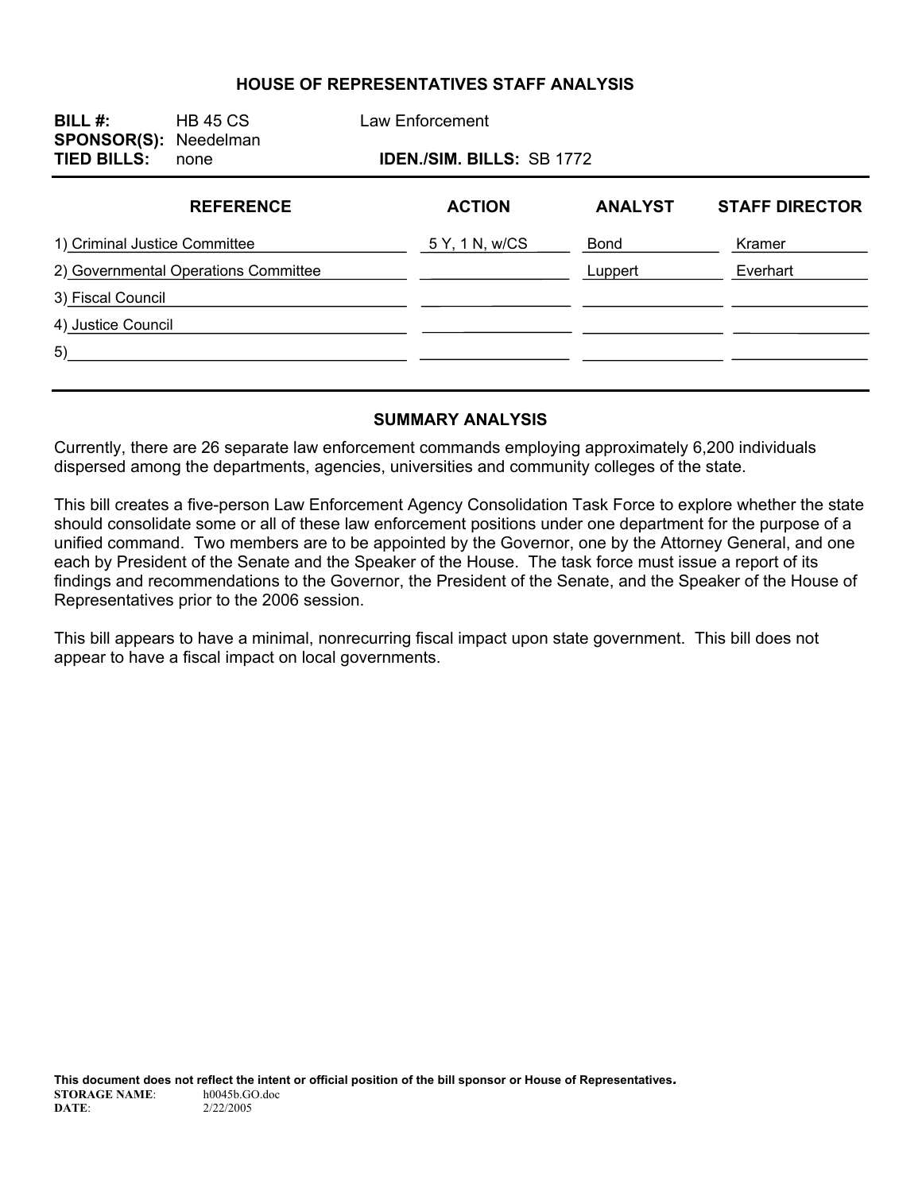# HOUSE OF REPRESENTATIVES STAFF ANALYSIS

**BILL #:** HB 45 CS Law Enforcement
**SPONSOR(S):** Needelman
**TIED BILLS:** none **IDEN./SIM. BILLS:** SB 1772

| REFERENCE | ACTION | ANALYST | STAFF DIRECTOR |
|---|---|---|---|
| 1) Criminal Justice Committee | 5 Y, 1 N, w/CS | Bond | Kramer |
| 2) Governmental Operations Committee | | Luppert | Everhart |
| 3) Fiscal Council | | | |
| 4) Justice Council | | | |
| 5) | | | |

## SUMMARY ANALYSIS

Currently, there are 26 separate law enforcement commands employing approximately 6,200 individuals dispersed among the departments, agencies, universities and community colleges of the state.

This bill creates a five-person Law Enforcement Agency Consolidation Task Force to explore whether the state should consolidate some or all of these law enforcement positions under one department for the purpose of a unified command. Two members are to be appointed by the Governor, one by the Attorney General, and one each by President of the Senate and the Speaker of the House. The task force must issue a report of its findings and recommendations to the Governor, the President of the Senate, and the Speaker of the House of Representatives prior to the 2006 session.

This bill appears to have a minimal, nonrecurring fiscal impact upon state government. This bill does not appear to have a fiscal impact on local governments.

**This document does not reflect the intent or official position of the bill sponsor or House of Representatives.**

**STORAGE NAME**: h0045b.GO.doc
**DATE**: 2/22/2005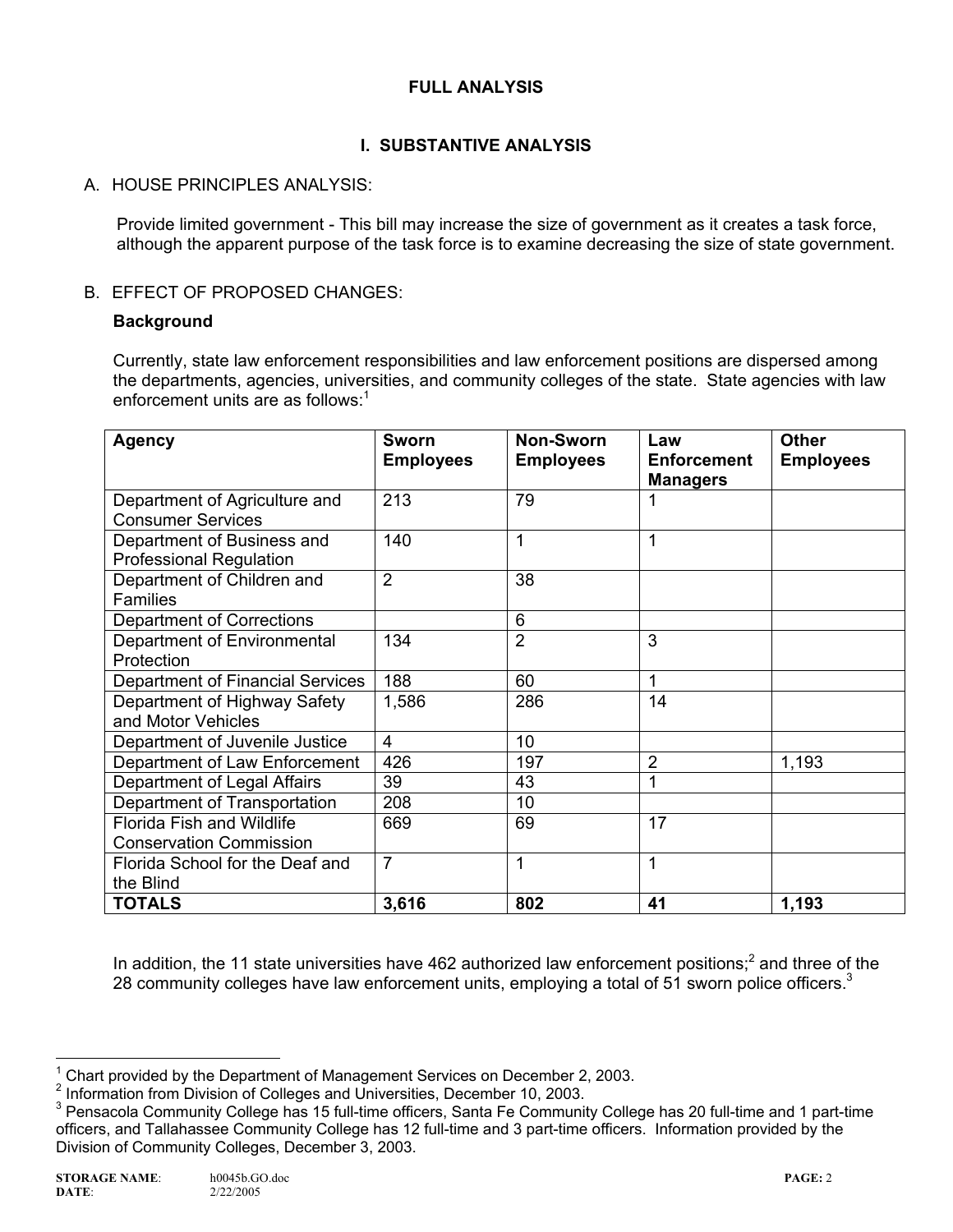## FULL ANALYSIS

### I. SUBSTANTIVE ANALYSIS

A. HOUSE PRINCIPLES ANALYSIS:

Provide limited government - This bill may increase the size of government as it creates a task force, although the apparent purpose of the task force is to examine decreasing the size of state government.

B. EFFECT OF PROPOSED CHANGES:

**Background**

Currently, state law enforcement responsibilities and law enforcement positions are dispersed among the departments, agencies, universities, and community colleges of the state. State agencies with law enforcement units are as follows:[1]

| Agency | Sworn Employees | Non-Sworn Employees | Law Enforcement Managers | Other Employees |
|---|---|---|---|---|
| Department of Agriculture and Consumer Services | 213 | 79 | 1 | |
| Department of Business and Professional Regulation | 140 | 1 | 1 | |
| Department of Children and Families | 2 | 38 | | |
| Department of Corrections | | 6 | | |
| Department of Environmental Protection | 134 | 2 | 3 | |
| Department of Financial Services | 188 | 60 | 1 | |
| Department of Highway Safety and Motor Vehicles | 1,586 | 286 | 14 | |
| Department of Juvenile Justice | 4 | 10 | | |
| Department of Law Enforcement | 426 | 197 | 2 | 1,193 |
| Department of Legal Affairs | 39 | 43 | 1 | |
| Department of Transportation | 208 | 10 | | |
| Florida Fish and Wildlife Conservation Commission | 669 | 69 | 17 | |
| Florida School for the Deaf and the Blind | 7 | 1 | 1 | |
| **TOTALS** | **3,616** | **802** | **41** | **1,193** |

In addition, the 11 state universities have 462 authorized law enforcement positions;[2] and three of the 28 community colleges have law enforcement units, employing a total of 51 sworn police officers.[3]

---

[1] Chart provided by the Department of Management Services on December 2, 2003.

[2] Information from Division of Colleges and Universities, December 10, 2003.

[3] Pensacola Community College has 15 full-time officers, Santa Fe Community College has 20 full-time and 1 part-time officers, and Tallahassee Community College has 12 full-time and 3 part-time officers. Information provided by the Division of Community Colleges, December 3, 2003.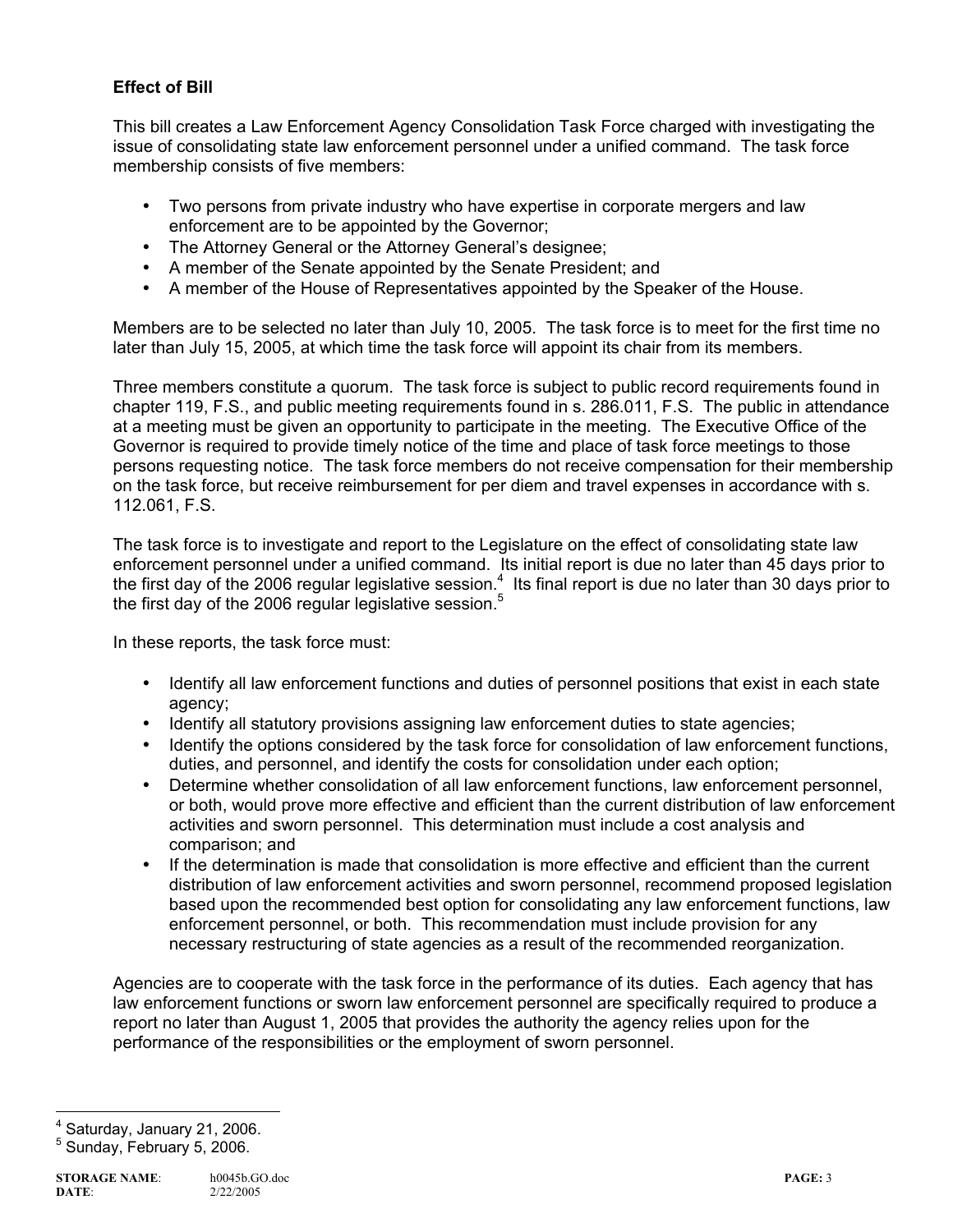### Effect of Bill

This bill creates a Law Enforcement Agency Consolidation Task Force charged with investigating the issue of consolidating state law enforcement personnel under a unified command. The task force membership consists of five members:

- Two persons from private industry who have expertise in corporate mergers and law enforcement are to be appointed by the Governor;
- The Attorney General or the Attorney General's designee;
- A member of the Senate appointed by the Senate President; and
- A member of the House of Representatives appointed by the Speaker of the House.

Members are to be selected no later than July 10, 2005. The task force is to meet for the first time no later than July 15, 2005, at which time the task force will appoint its chair from its members.

Three members constitute a quorum. The task force is subject to public record requirements found in chapter 119, F.S., and public meeting requirements found in s. 286.011, F.S. The public in attendance at a meeting must be given an opportunity to participate in the meeting. The Executive Office of the Governor is required to provide timely notice of the time and place of task force meetings to those persons requesting notice. The task force members do not receive compensation for their membership on the task force, but receive reimbursement for per diem and travel expenses in accordance with s. 112.061, F.S.

The task force is to investigate and report to the Legislature on the effect of consolidating state law enforcement personnel under a unified command. Its initial report is due no later than 45 days prior to the first day of the 2006 regular legislative session.[4] Its final report is due no later than 30 days prior to the first day of the 2006 regular legislative session.[5]

In these reports, the task force must:

- Identify all law enforcement functions and duties of personnel positions that exist in each state agency;
- Identify all statutory provisions assigning law enforcement duties to state agencies;
- Identify the options considered by the task force for consolidation of law enforcement functions, duties, and personnel, and identify the costs for consolidation under each option;
- Determine whether consolidation of all law enforcement functions, law enforcement personnel, or both, would prove more effective and efficient than the current distribution of law enforcement activities and sworn personnel. This determination must include a cost analysis and comparison; and
- If the determination is made that consolidation is more effective and efficient than the current distribution of law enforcement activities and sworn personnel, recommend proposed legislation based upon the recommended best option for consolidating any law enforcement functions, law enforcement personnel, or both. This recommendation must include provision for any necessary restructuring of state agencies as a result of the recommended reorganization.

Agencies are to cooperate with the task force in the performance of its duties. Each agency that has law enforcement functions or sworn law enforcement personnel are specifically required to produce a report no later than August 1, 2005 that provides the authority the agency relies upon for the performance of the responsibilities or the employment of sworn personnel.

---

[4] Saturday, January 21, 2006.

[5] Sunday, February 5, 2006.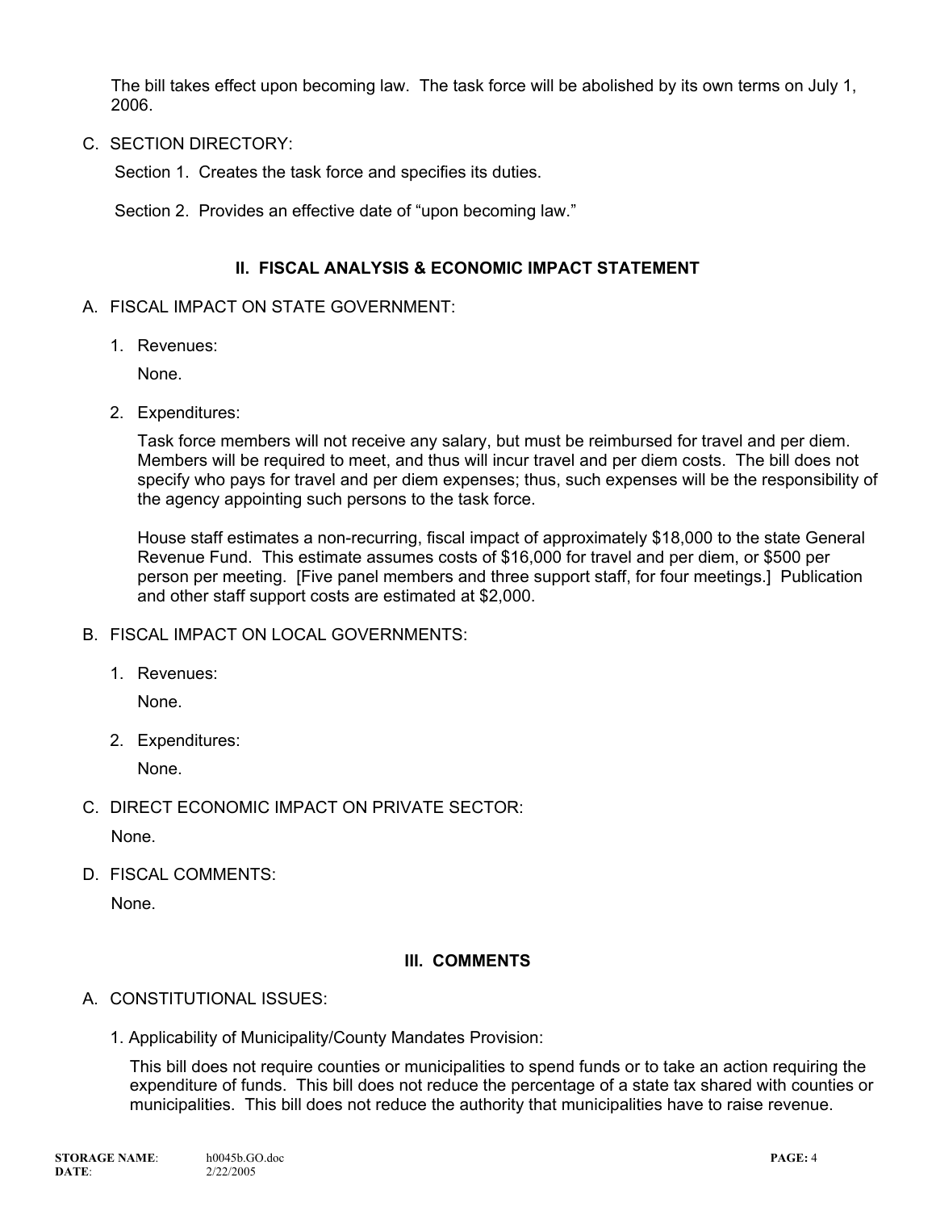The bill takes effect upon becoming law. The task force will be abolished by its own terms on July 1, 2006.

C. SECTION DIRECTORY:

Section 1. Creates the task force and specifies its duties.

Section 2. Provides an effective date of "upon becoming law."

## II. FISCAL ANALYSIS & ECONOMIC IMPACT STATEMENT

A. FISCAL IMPACT ON STATE GOVERNMENT:

1. Revenues:

   None.

2. Expenditures:

   Task force members will not receive any salary, but must be reimbursed for travel and per diem. Members will be required to meet, and thus will incur travel and per diem costs. The bill does not specify who pays for travel and per diem expenses; thus, such expenses will be the responsibility of the agency appointing such persons to the task force.

   House staff estimates a non-recurring, fiscal impact of approximately $18,000 to the state General Revenue Fund. This estimate assumes costs of $16,000 for travel and per diem, or $500 per person per meeting. [Five panel members and three support staff, for four meetings.] Publication and other staff support costs are estimated at $2,000.

B. FISCAL IMPACT ON LOCAL GOVERNMENTS:

1. Revenues:

   None.

2. Expenditures:

   None.

C. DIRECT ECONOMIC IMPACT ON PRIVATE SECTOR:

None.

D. FISCAL COMMENTS:

None.

## III. COMMENTS

A. CONSTITUTIONAL ISSUES:

1. Applicability of Municipality/County Mandates Provision:

   This bill does not require counties or municipalities to spend funds or to take an action requiring the expenditure of funds. This bill does not reduce the percentage of a state tax shared with counties or municipalities. This bill does not reduce the authority that municipalities have to raise revenue.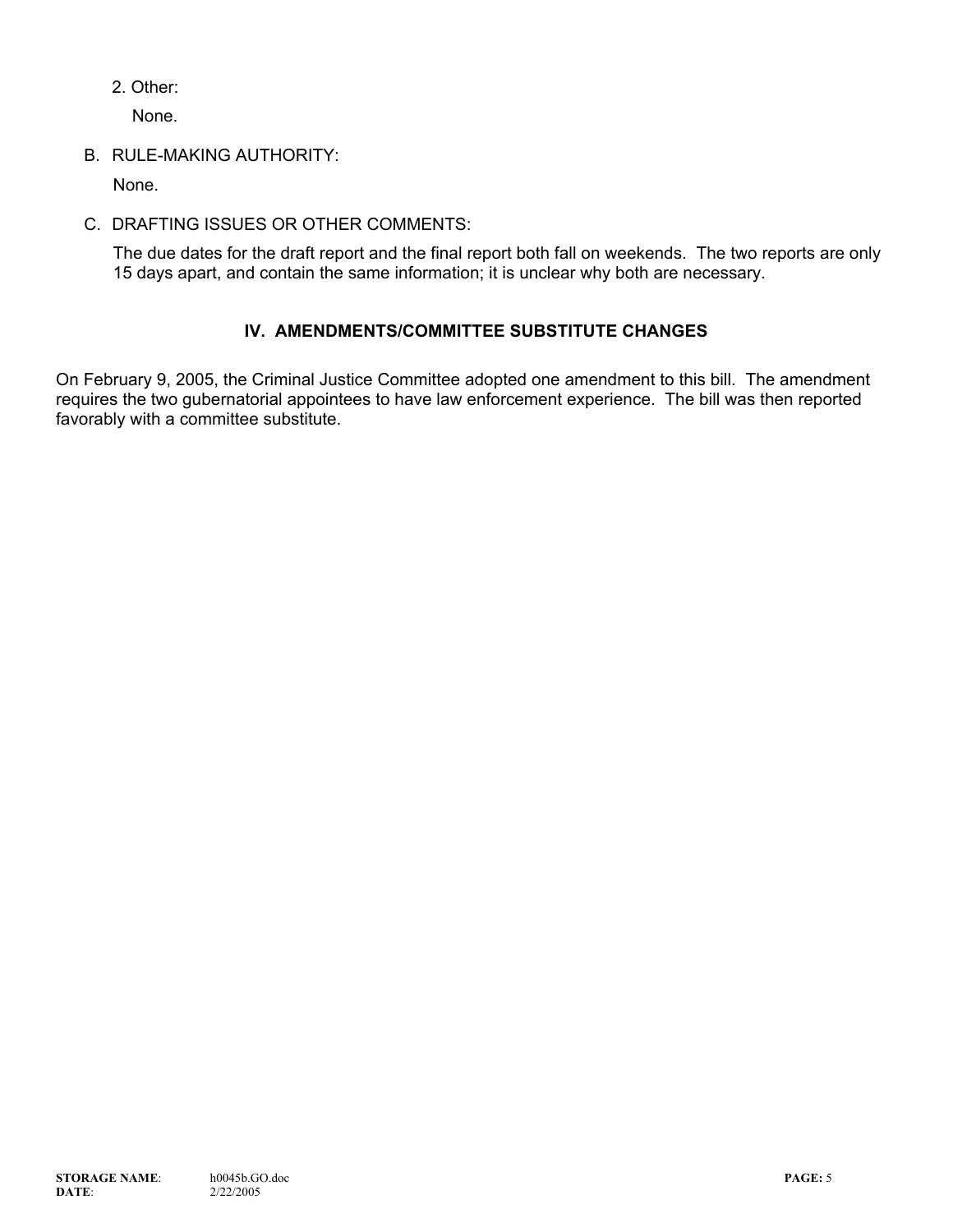2. Other:

   None.

B. RULE-MAKING AUTHORITY:

   None.

C. DRAFTING ISSUES OR OTHER COMMENTS:

   The due dates for the draft report and the final report both fall on weekends. The two reports are only 15 days apart, and contain the same information; it is unclear why both are necessary.

## IV. AMENDMENTS/COMMITTEE SUBSTITUTE CHANGES

On February 9, 2005, the Criminal Justice Committee adopted one amendment to this bill. The amendment requires the two gubernatorial appointees to have law enforcement experience. The bill was then reported favorably with a committee substitute.